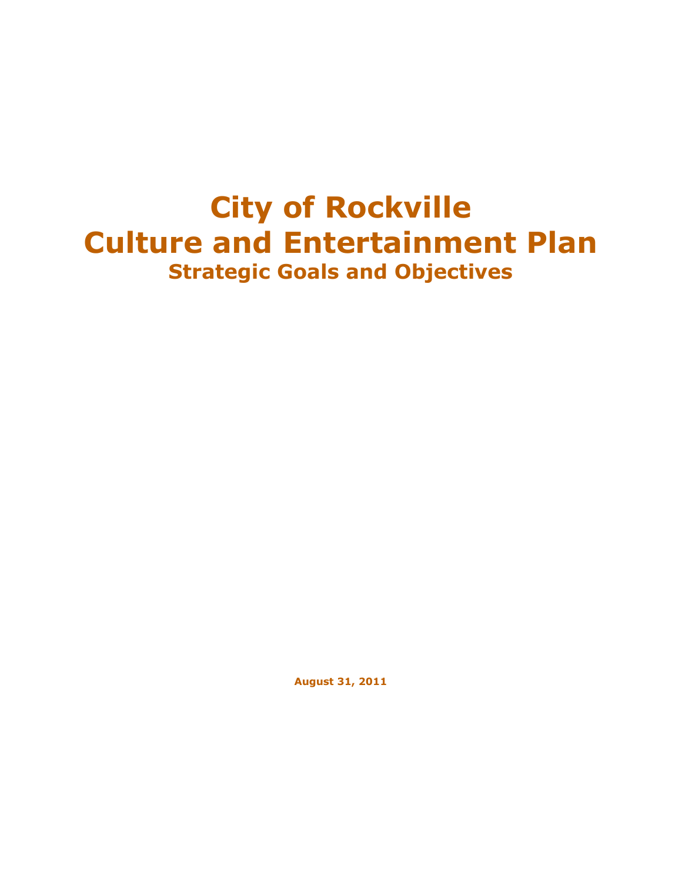# City of Rockville
# Culture and Entertainment Plan
## Strategic Goals and Objectives

**August 31, 2011**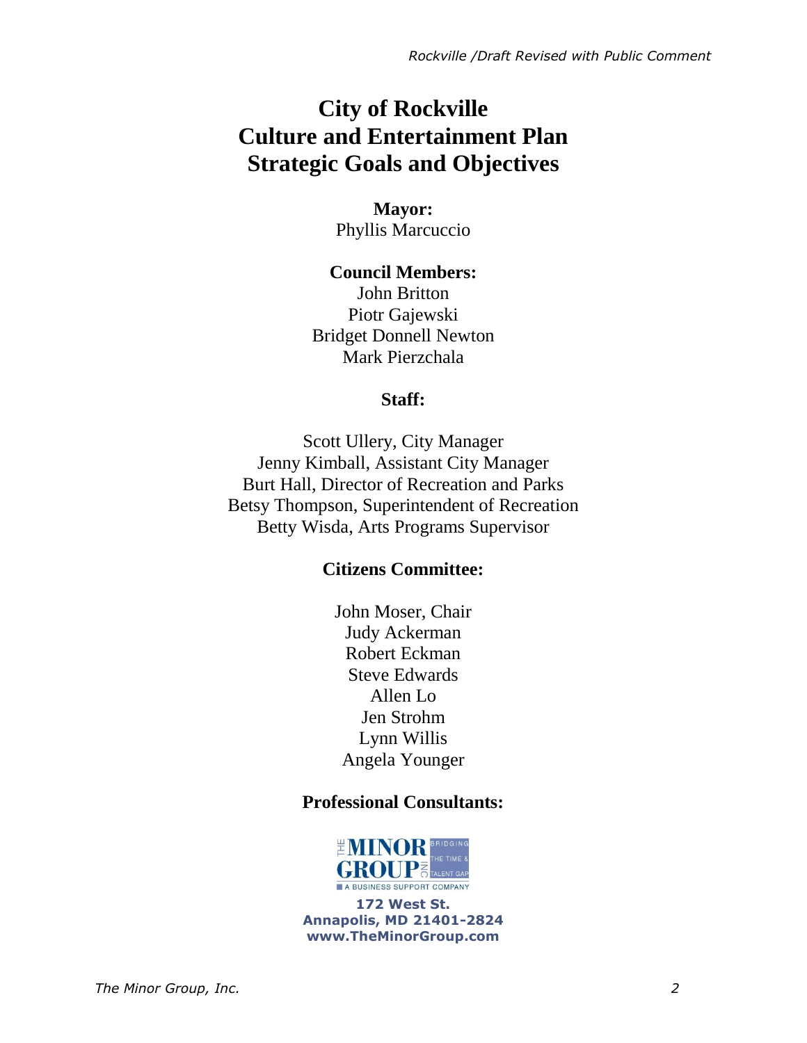# City of Rockville
# Culture and Entertainment Plan
# Strategic Goals and Objectives

**Mayor:**

Phyllis Marcuccio

**Council Members:**

John Britton
Piotr Gajewski
Bridget Donnell Newton
Mark Pierzchala

**Staff:**

Scott Ullery, City Manager
Jenny Kimball, Assistant City Manager
Burt Hall, Director of Recreation and Parks
Betsy Thompson, Superintendent of Recreation
Betty Wisda, Arts Programs Supervisor

**Citizens Committee:**

John Moser, Chair
Judy Ackerman
Robert Eckman
Steve Edwards
Allen Lo
Jen Strohm
Lynn Willis
Angela Younger

**Professional Consultants:**

THE MINOR GROUP INC — BRIDGING THE TIME & TALENT GAP — A BUSINESS SUPPORT COMPANY

**172 West St.**
**Annapolis, MD 21401-2824**
**www.TheMinorGroup.com**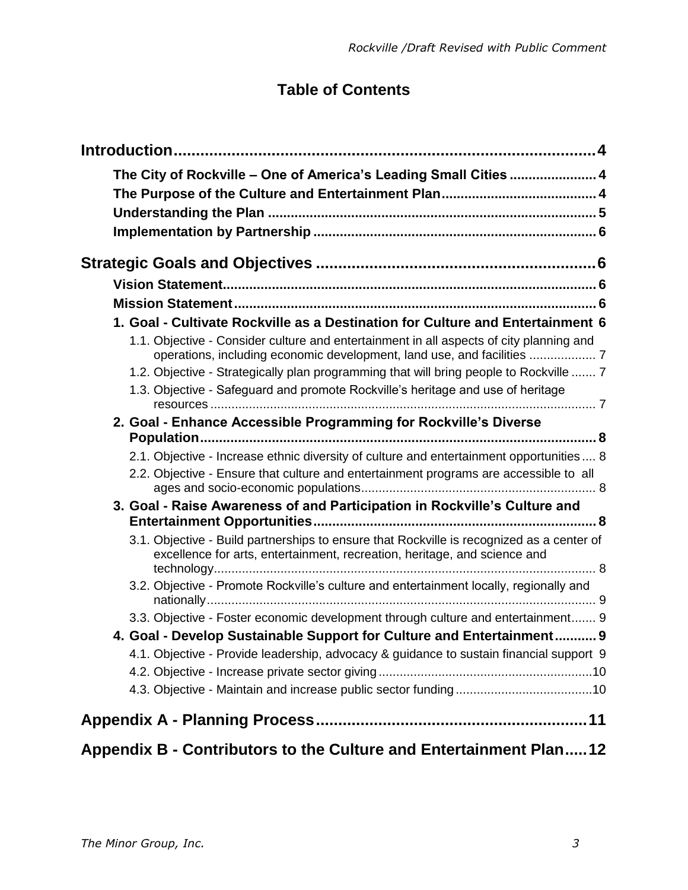# Table of Contents

**Introduction** ..... 4

- **The City of Rockville – One of America's Leading Small Cities** ..... 4
- **The Purpose of the Culture and Entertainment Plan** ..... 4
- **Understanding the Plan** ..... 5
- **Implementation by Partnership** ..... 6

**Strategic Goals and Objectives** ..... 6

- **Vision Statement** ..... 6
- **Mission Statement** ..... 6
- **1. Goal - Cultivate Rockville as a Destination for Culture and Entertainment** 6
  - 1.1. Objective - Consider culture and entertainment in all aspects of city planning and operations, including economic development, land use, and facilities ..... 7
  - 1.2. Objective - Strategically plan programming that will bring people to Rockville ..... 7
  - 1.3. Objective - Safeguard and promote Rockville's heritage and use of heritage resources ..... 7
- **2. Goal - Enhance Accessible Programming for Rockville's Diverse Population** ..... 8
  - 2.1. Objective - Increase ethnic diversity of culture and entertainment opportunities ..... 8
  - 2.2. Objective - Ensure that culture and entertainment programs are accessible to all ages and socio-economic populations ..... 8
- **3. Goal - Raise Awareness of and Participation in Rockville's Culture and Entertainment Opportunities** ..... 8
  - 3.1. Objective - Build partnerships to ensure that Rockville is recognized as a center of excellence for arts, entertainment, recreation, heritage, and science and technology ..... 8
  - 3.2. Objective - Promote Rockville's culture and entertainment locally, regionally and nationally ..... 9
  - 3.3. Objective - Foster economic development through culture and entertainment ..... 9
- **4. Goal - Develop Sustainable Support for Culture and Entertainment** ..... 9
  - 4.1. Objective - Provide leadership, advocacy & guidance to sustain financial support 9
  - 4.2. Objective - Increase private sector giving ..... 10
  - 4.3. Objective - Maintain and increase public sector funding ..... 10

**Appendix A - Planning Process** ..... 11

**Appendix B - Contributors to the Culture and Entertainment Plan** ..... 12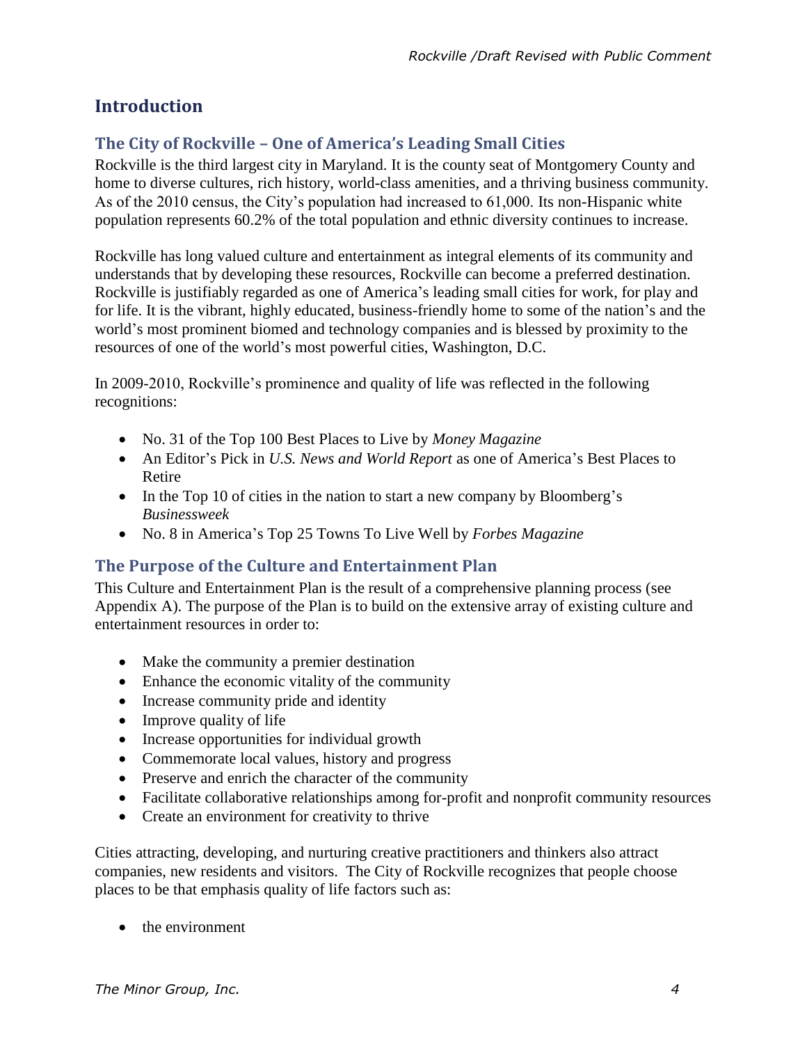# Introduction

## The City of Rockville – One of America's Leading Small Cities

Rockville is the third largest city in Maryland. It is the county seat of Montgomery County and home to diverse cultures, rich history, world-class amenities, and a thriving business community. As of the 2010 census, the City's population had increased to 61,000. Its non-Hispanic white population represents 60.2% of the total population and ethnic diversity continues to increase.

Rockville has long valued culture and entertainment as integral elements of its community and understands that by developing these resources, Rockville can become a preferred destination. Rockville is justifiably regarded as one of America's leading small cities for work, for play and for life. It is the vibrant, highly educated, business-friendly home to some of the nation's and the world's most prominent biomed and technology companies and is blessed by proximity to the resources of one of the world's most powerful cities, Washington, D.C.

In 2009-2010, Rockville's prominence and quality of life was reflected in the following recognitions:

- No. 31 of the Top 100 Best Places to Live by *Money Magazine*
- An Editor's Pick in *U.S. News and World Report* as one of America's Best Places to Retire
- In the Top 10 of cities in the nation to start a new company by Bloomberg's *Businessweek*
- No. 8 in America's Top 25 Towns To Live Well by *Forbes Magazine*

## The Purpose of the Culture and Entertainment Plan

This Culture and Entertainment Plan is the result of a comprehensive planning process (see Appendix A). The purpose of the Plan is to build on the extensive array of existing culture and entertainment resources in order to:

- Make the community a premier destination
- Enhance the economic vitality of the community
- Increase community pride and identity
- Improve quality of life
- Increase opportunities for individual growth
- Commemorate local values, history and progress
- Preserve and enrich the character of the community
- Facilitate collaborative relationships among for-profit and nonprofit community resources
- Create an environment for creativity to thrive

Cities attracting, developing, and nurturing creative practitioners and thinkers also attract companies, new residents and visitors. The City of Rockville recognizes that people choose places to be that emphasis quality of life factors such as:

- the environment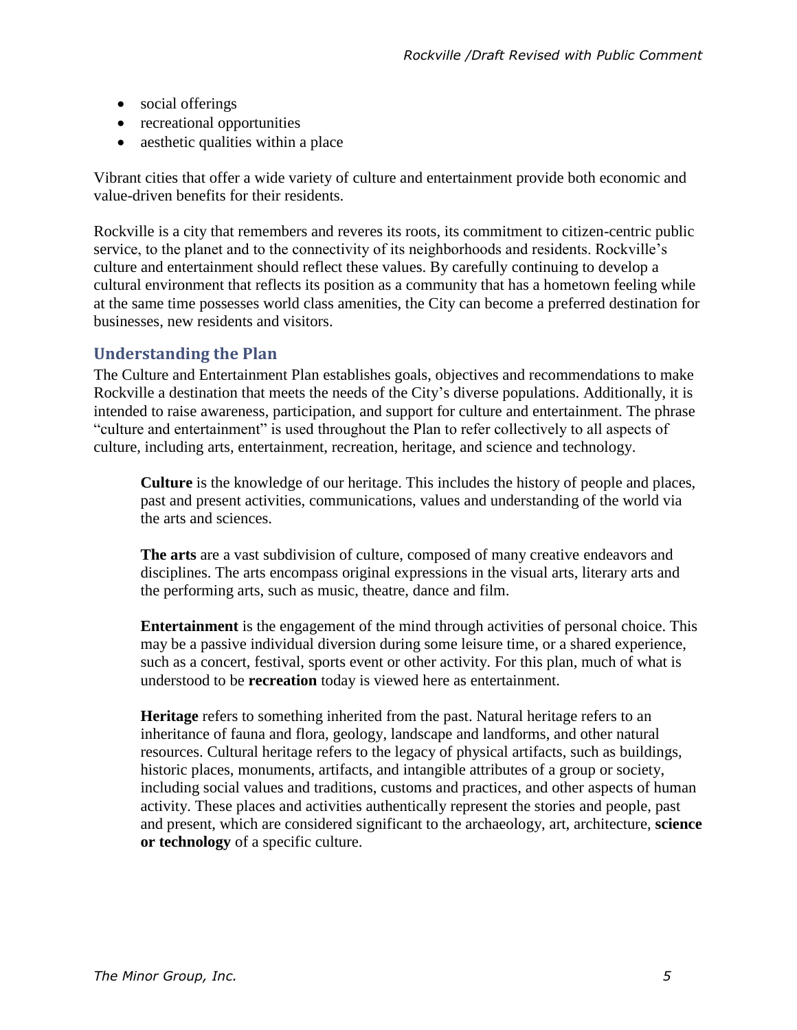- social offerings
- recreational opportunities
- aesthetic qualities within a place

Vibrant cities that offer a wide variety of culture and entertainment provide both economic and value-driven benefits for their residents.

Rockville is a city that remembers and reveres its roots, its commitment to citizen-centric public service, to the planet and to the connectivity of its neighborhoods and residents. Rockville's culture and entertainment should reflect these values. By carefully continuing to develop a cultural environment that reflects its position as a community that has a hometown feeling while at the same time possesses world class amenities, the City can become a preferred destination for businesses, new residents and visitors.

## Understanding the Plan

The Culture and Entertainment Plan establishes goals, objectives and recommendations to make Rockville a destination that meets the needs of the City's diverse populations. Additionally, it is intended to raise awareness, participation, and support for culture and entertainment. The phrase "culture and entertainment" is used throughout the Plan to refer collectively to all aspects of culture, including arts, entertainment, recreation, heritage, and science and technology.

> **Culture** is the knowledge of our heritage. This includes the history of people and places, past and present activities, communications, values and understanding of the world via the arts and sciences.
>
> **The arts** are a vast subdivision of culture, composed of many creative endeavors and disciplines. The arts encompass original expressions in the visual arts, literary arts and the performing arts, such as music, theatre, dance and film.
>
> **Entertainment** is the engagement of the mind through activities of personal choice. This may be a passive individual diversion during some leisure time, or a shared experience, such as a concert, festival, sports event or other activity. For this plan, much of what is understood to be **recreation** today is viewed here as entertainment.
>
> **Heritage** refers to something inherited from the past. Natural heritage refers to an inheritance of fauna and flora, geology, landscape and landforms, and other natural resources. Cultural heritage refers to the legacy of physical artifacts, such as buildings, historic places, monuments, artifacts, and intangible attributes of a group or society, including social values and traditions, customs and practices, and other aspects of human activity. These places and activities authentically represent the stories and people, past and present, which are considered significant to the archaeology, art, architecture, **science or technology** of a specific culture.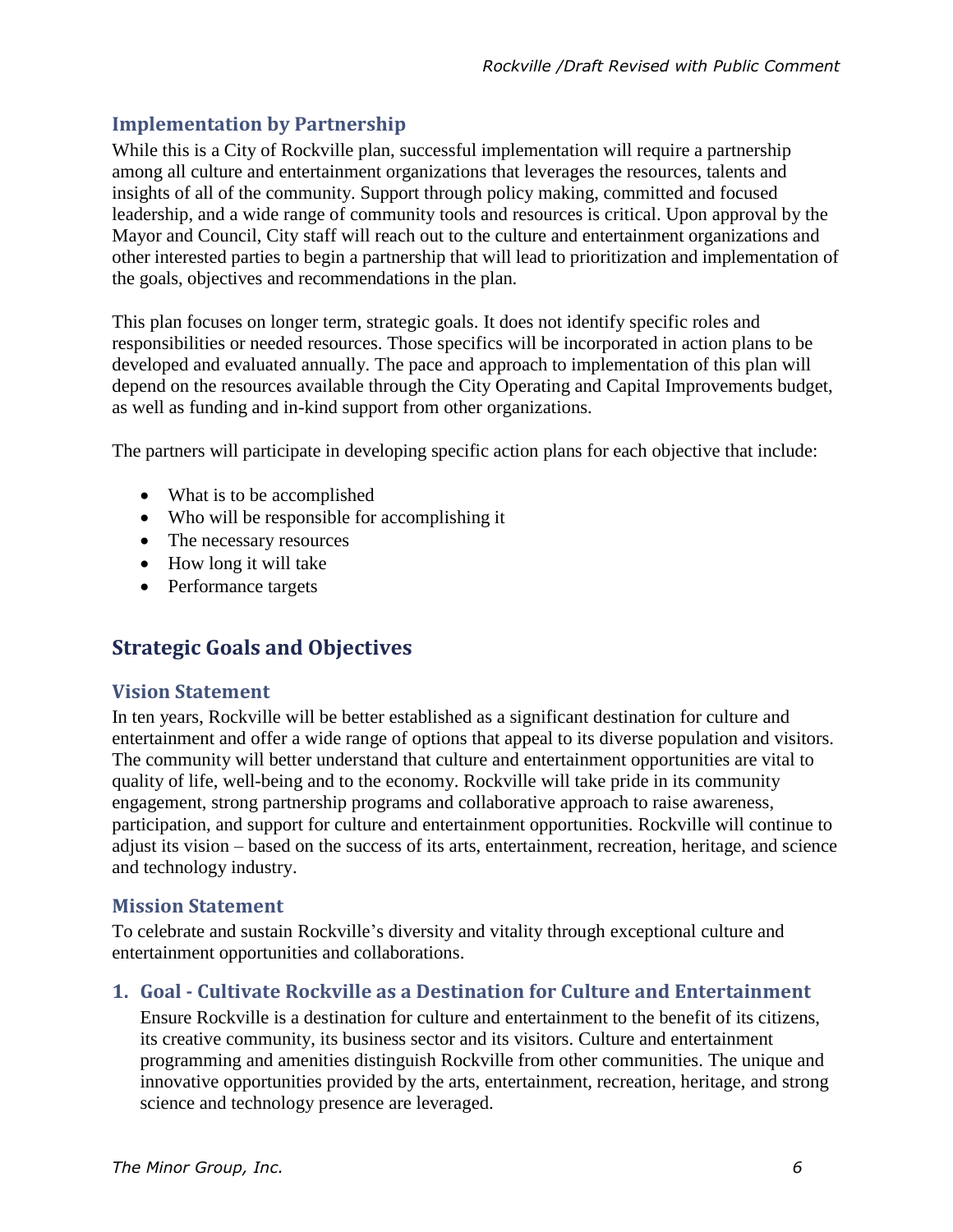## Implementation by Partnership

While this is a City of Rockville plan, successful implementation will require a partnership among all culture and entertainment organizations that leverages the resources, talents and insights of all of the community. Support through policy making, committed and focused leadership, and a wide range of community tools and resources is critical. Upon approval by the Mayor and Council, City staff will reach out to the culture and entertainment organizations and other interested parties to begin a partnership that will lead to prioritization and implementation of the goals, objectives and recommendations in the plan.

This plan focuses on longer term, strategic goals. It does not identify specific roles and responsibilities or needed resources. Those specifics will be incorporated in action plans to be developed and evaluated annually. The pace and approach to implementation of this plan will depend on the resources available through the City Operating and Capital Improvements budget, as well as funding and in-kind support from other organizations.

The partners will participate in developing specific action plans for each objective that include:

- What is to be accomplished
- Who will be responsible for accomplishing it
- The necessary resources
- How long it will take
- Performance targets

# Strategic Goals and Objectives

## Vision Statement

In ten years, Rockville will be better established as a significant destination for culture and entertainment and offer a wide range of options that appeal to its diverse population and visitors. The community will better understand that culture and entertainment opportunities are vital to quality of life, well-being and to the economy. Rockville will take pride in its community engagement, strong partnership programs and collaborative approach to raise awareness, participation, and support for culture and entertainment opportunities. Rockville will continue to adjust its vision – based on the success of its arts, entertainment, recreation, heritage, and science and technology industry.

## Mission Statement

To celebrate and sustain Rockville's diversity and vitality through exceptional culture and entertainment opportunities and collaborations.

### 1. Goal - Cultivate Rockville as a Destination for Culture and Entertainment

Ensure Rockville is a destination for culture and entertainment to the benefit of its citizens, its creative community, its business sector and its visitors. Culture and entertainment programming and amenities distinguish Rockville from other communities. The unique and innovative opportunities provided by the arts, entertainment, recreation, heritage, and strong science and technology presence are leveraged.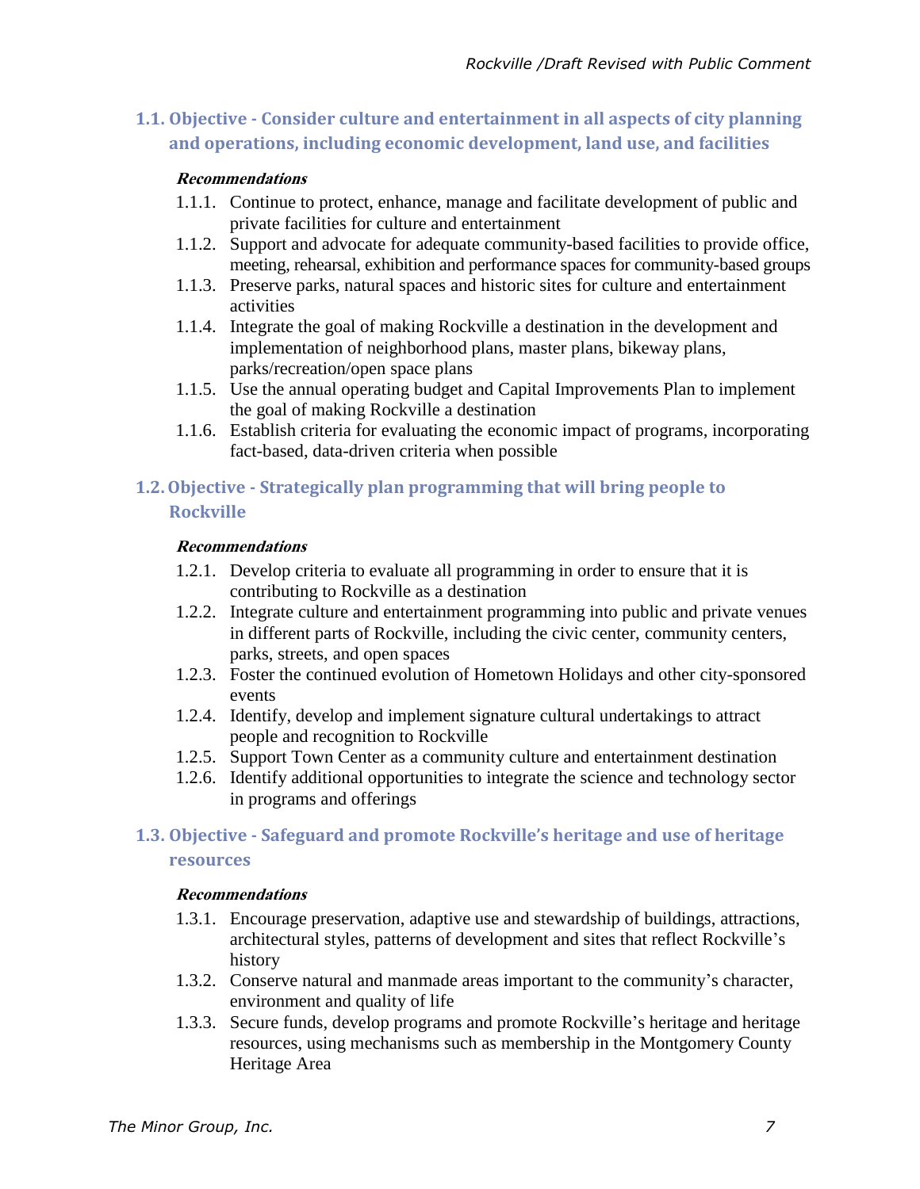### 1.1. Objective - Consider culture and entertainment in all aspects of city planning and operations, including economic development, land use, and facilities

***Recommendations***

1.1.1. Continue to protect, enhance, manage and facilitate development of public and private facilities for culture and entertainment

1.1.2. Support and advocate for adequate community-based facilities to provide office, meeting, rehearsal, exhibition and performance spaces for community-based groups

1.1.3. Preserve parks, natural spaces and historic sites for culture and entertainment activities

1.1.4. Integrate the goal of making Rockville a destination in the development and implementation of neighborhood plans, master plans, bikeway plans, parks/recreation/open space plans

1.1.5. Use the annual operating budget and Capital Improvements Plan to implement the goal of making Rockville a destination

1.1.6. Establish criteria for evaluating the economic impact of programs, incorporating fact-based, data-driven criteria when possible

### 1.2. Objective - Strategically plan programming that will bring people to Rockville

***Recommendations***

1.2.1. Develop criteria to evaluate all programming in order to ensure that it is contributing to Rockville as a destination

1.2.2. Integrate culture and entertainment programming into public and private venues in different parts of Rockville, including the civic center, community centers, parks, streets, and open spaces

1.2.3. Foster the continued evolution of Hometown Holidays and other city-sponsored events

1.2.4. Identify, develop and implement signature cultural undertakings to attract people and recognition to Rockville

1.2.5. Support Town Center as a community culture and entertainment destination

1.2.6. Identify additional opportunities to integrate the science and technology sector in programs and offerings

### 1.3. Objective - Safeguard and promote Rockville's heritage and use of heritage resources

***Recommendations***

1.3.1. Encourage preservation, adaptive use and stewardship of buildings, attractions, architectural styles, patterns of development and sites that reflect Rockville's history

1.3.2. Conserve natural and manmade areas important to the community's character, environment and quality of life

1.3.3. Secure funds, develop programs and promote Rockville's heritage and heritage resources, using mechanisms such as membership in the Montgomery County Heritage Area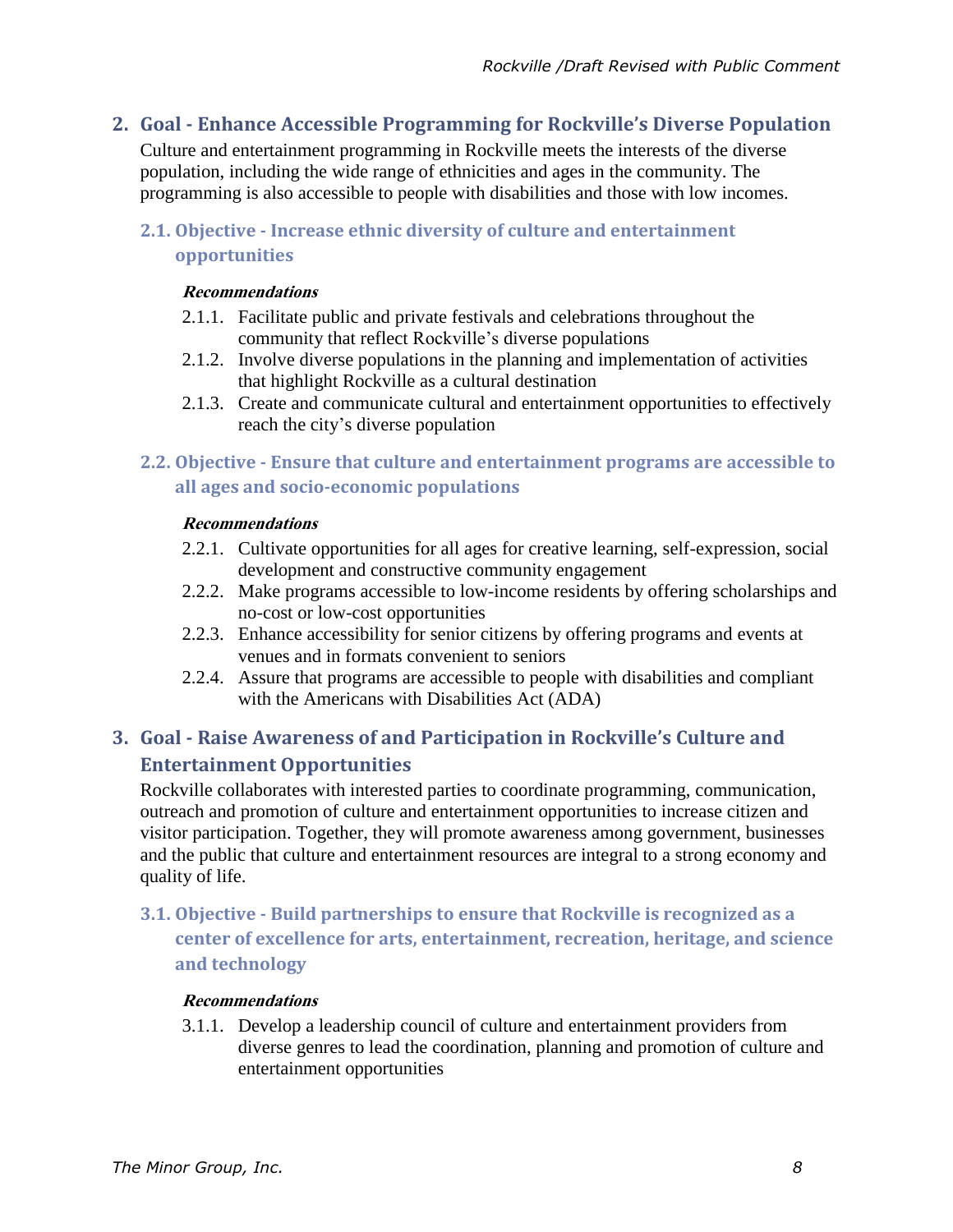## 2. Goal - Enhance Accessible Programming for Rockville's Diverse Population

Culture and entertainment programming in Rockville meets the interests of the diverse population, including the wide range of ethnicities and ages in the community. The programming is also accessible to people with disabilities and those with low incomes.

### 2.1. Objective - Increase ethnic diversity of culture and entertainment opportunities

***Recommendations***

- 2.1.1. Facilitate public and private festivals and celebrations throughout the community that reflect Rockville's diverse populations
- 2.1.2. Involve diverse populations in the planning and implementation of activities that highlight Rockville as a cultural destination
- 2.1.3. Create and communicate cultural and entertainment opportunities to effectively reach the city's diverse population

### 2.2. Objective - Ensure that culture and entertainment programs are accessible to all ages and socio-economic populations

***Recommendations***

- 2.2.1. Cultivate opportunities for all ages for creative learning, self-expression, social development and constructive community engagement
- 2.2.2. Make programs accessible to low-income residents by offering scholarships and no-cost or low-cost opportunities
- 2.2.3. Enhance accessibility for senior citizens by offering programs and events at venues and in formats convenient to seniors
- 2.2.4. Assure that programs are accessible to people with disabilities and compliant with the Americans with Disabilities Act (ADA)

## 3. Goal - Raise Awareness of and Participation in Rockville's Culture and Entertainment Opportunities

Rockville collaborates with interested parties to coordinate programming, communication, outreach and promotion of culture and entertainment opportunities to increase citizen and visitor participation. Together, they will promote awareness among government, businesses and the public that culture and entertainment resources are integral to a strong economy and quality of life.

### 3.1. Objective - Build partnerships to ensure that Rockville is recognized as a center of excellence for arts, entertainment, recreation, heritage, and science and technology

***Recommendations***

- 3.1.1. Develop a leadership council of culture and entertainment providers from diverse genres to lead the coordination, planning and promotion of culture and entertainment opportunities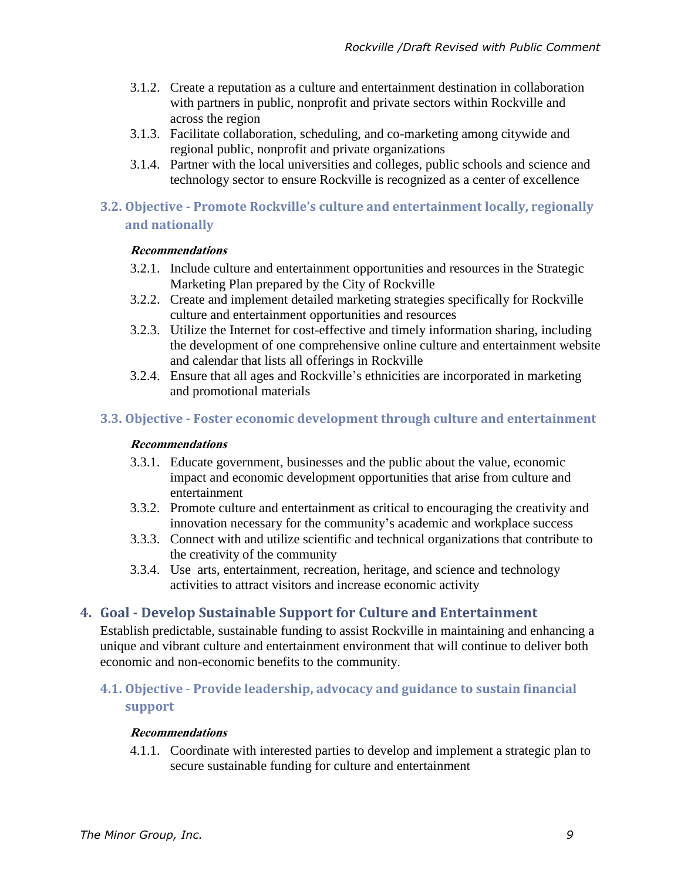3.1.2. Create a reputation as a culture and entertainment destination in collaboration with partners in public, nonprofit and private sectors within Rockville and across the region
3.1.3. Facilitate collaboration, scheduling, and co-marketing among citywide and regional public, nonprofit and private organizations
3.1.4. Partner with the local universities and colleges, public schools and science and technology sector to ensure Rockville is recognized as a center of excellence

### 3.2. Objective - Promote Rockville's culture and entertainment locally, regionally and nationally

***Recommendations***

3.2.1. Include culture and entertainment opportunities and resources in the Strategic Marketing Plan prepared by the City of Rockville
3.2.2. Create and implement detailed marketing strategies specifically for Rockville culture and entertainment opportunities and resources
3.2.3. Utilize the Internet for cost-effective and timely information sharing, including the development of one comprehensive online culture and entertainment website and calendar that lists all offerings in Rockville
3.2.4. Ensure that all ages and Rockville's ethnicities are incorporated in marketing and promotional materials

### 3.3. Objective - Foster economic development through culture and entertainment

***Recommendations***

3.3.1. Educate government, businesses and the public about the value, economic impact and economic development opportunities that arise from culture and entertainment
3.3.2. Promote culture and entertainment as critical to encouraging the creativity and innovation necessary for the community's academic and workplace success
3.3.3. Connect with and utilize scientific and technical organizations that contribute to the creativity of the community
3.3.4. Use arts, entertainment, recreation, heritage, and science and technology activities to attract visitors and increase economic activity

## 4. Goal - Develop Sustainable Support for Culture and Entertainment

Establish predictable, sustainable funding to assist Rockville in maintaining and enhancing a unique and vibrant culture and entertainment environment that will continue to deliver both economic and non-economic benefits to the community.

### 4.1. Objective - Provide leadership, advocacy and guidance to sustain financial support

***Recommendations***

4.1.1. Coordinate with interested parties to develop and implement a strategic plan to secure sustainable funding for culture and entertainment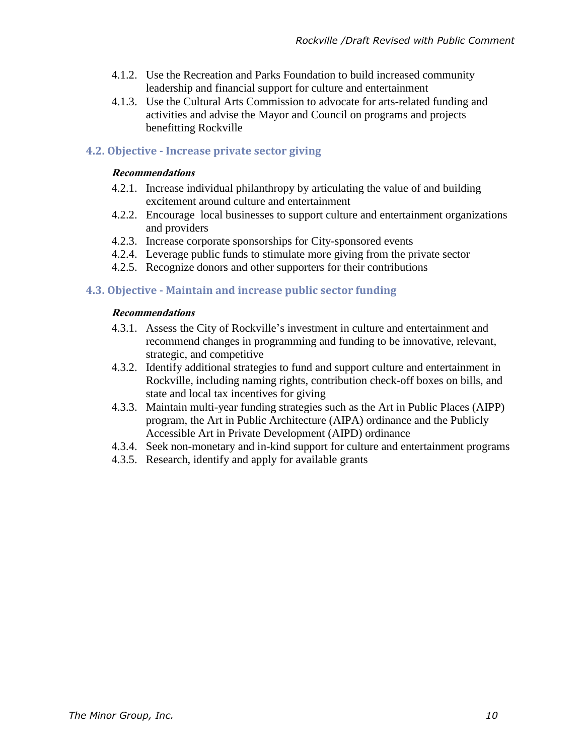4.1.2. Use the Recreation and Parks Foundation to build increased community leadership and financial support for culture and entertainment

4.1.3. Use the Cultural Arts Commission to advocate for arts-related funding and activities and advise the Mayor and Council on programs and projects benefitting Rockville

### 4.2. Objective - Increase private sector giving

***Recommendations***

4.2.1. Increase individual philanthropy by articulating the value of and building excitement around culture and entertainment

4.2.2. Encourage local businesses to support culture and entertainment organizations and providers

4.2.3. Increase corporate sponsorships for City-sponsored events

4.2.4. Leverage public funds to stimulate more giving from the private sector

4.2.5. Recognize donors and other supporters for their contributions

### 4.3. Objective - Maintain and increase public sector funding

***Recommendations***

4.3.1. Assess the City of Rockville's investment in culture and entertainment and recommend changes in programming and funding to be innovative, relevant, strategic, and competitive

4.3.2. Identify additional strategies to fund and support culture and entertainment in Rockville, including naming rights, contribution check-off boxes on bills, and state and local tax incentives for giving

4.3.3. Maintain multi-year funding strategies such as the Art in Public Places (AIPP) program, the Art in Public Architecture (AIPA) ordinance and the Publicly Accessible Art in Private Development (AIPD) ordinance

4.3.4. Seek non-monetary and in-kind support for culture and entertainment programs

4.3.5. Research, identify and apply for available grants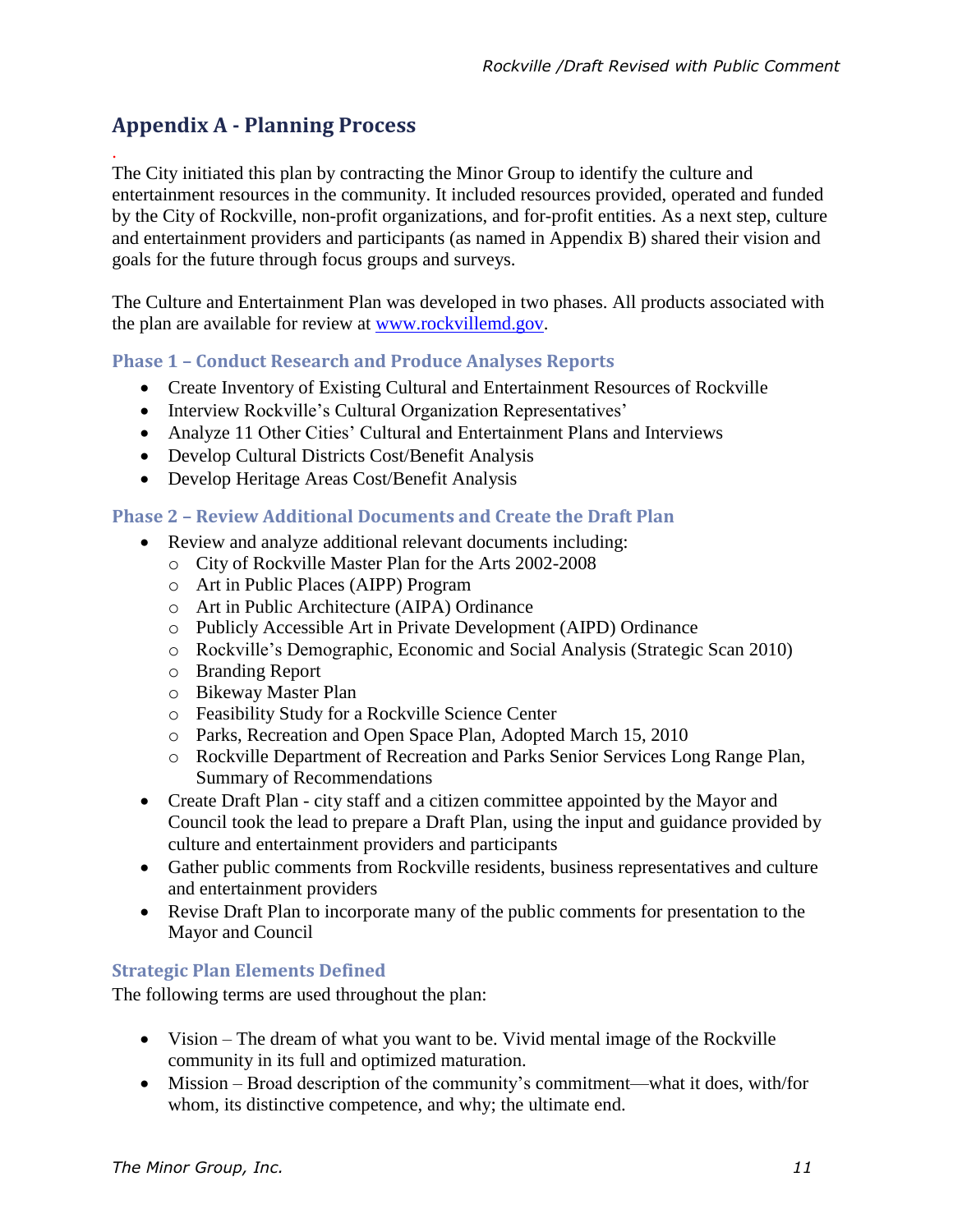## Appendix A - Planning Process

.
The City initiated this plan by contracting the Minor Group to identify the culture and entertainment resources in the community. It included resources provided, operated and funded by the City of Rockville, non-profit organizations, and for-profit entities. As a next step, culture and entertainment providers and participants (as named in Appendix B) shared their vision and goals for the future through focus groups and surveys.

The Culture and Entertainment Plan was developed in two phases. All products associated with the plan are available for review at [www.rockvillemd.gov](www.rockvillemd.gov).

### Phase 1 – Conduct Research and Produce Analyses Reports

- Create Inventory of Existing Cultural and Entertainment Resources of Rockville
- Interview Rockville's Cultural Organization Representatives'
- Analyze 11 Other Cities' Cultural and Entertainment Plans and Interviews
- Develop Cultural Districts Cost/Benefit Analysis
- Develop Heritage Areas Cost/Benefit Analysis

### Phase 2 – Review Additional Documents and Create the Draft Plan

- Review and analyze additional relevant documents including:
  - City of Rockville Master Plan for the Arts 2002-2008
  - Art in Public Places (AIPP) Program
  - Art in Public Architecture (AIPA) Ordinance
  - Publicly Accessible Art in Private Development (AIPD) Ordinance
  - Rockville's Demographic, Economic and Social Analysis (Strategic Scan 2010)
  - Branding Report
  - Bikeway Master Plan
  - Feasibility Study for a Rockville Science Center
  - Parks, Recreation and Open Space Plan, Adopted March 15, 2010
  - Rockville Department of Recreation and Parks Senior Services Long Range Plan, Summary of Recommendations
- Create Draft Plan - city staff and a citizen committee appointed by the Mayor and Council took the lead to prepare a Draft Plan, using the input and guidance provided by culture and entertainment providers and participants
- Gather public comments from Rockville residents, business representatives and culture and entertainment providers
- Revise Draft Plan to incorporate many of the public comments for presentation to the Mayor and Council

### Strategic Plan Elements Defined

The following terms are used throughout the plan:

- Vision – The dream of what you want to be. Vivid mental image of the Rockville community in its full and optimized maturation.
- Mission – Broad description of the community's commitment—what it does, with/for whom, its distinctive competence, and why; the ultimate end.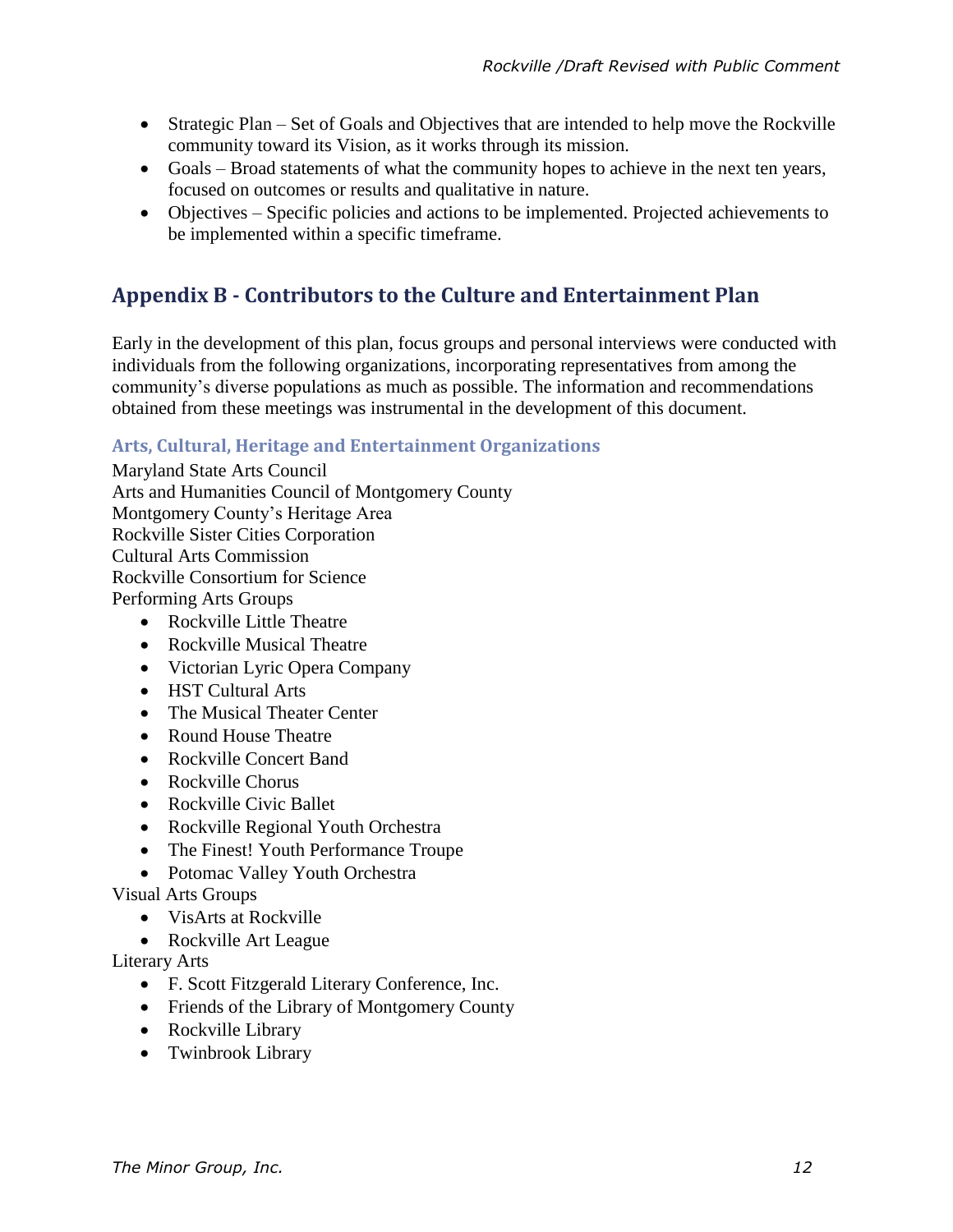- Strategic Plan – Set of Goals and Objectives that are intended to help move the Rockville community toward its Vision, as it works through its mission.
- Goals – Broad statements of what the community hopes to achieve in the next ten years, focused on outcomes or results and qualitative in nature.
- Objectives – Specific policies and actions to be implemented. Projected achievements to be implemented within a specific timeframe.

## Appendix B - Contributors to the Culture and Entertainment Plan

Early in the development of this plan, focus groups and personal interviews were conducted with individuals from the following organizations, incorporating representatives from among the community's diverse populations as much as possible. The information and recommendations obtained from these meetings was instrumental in the development of this document.

### Arts, Cultural, Heritage and Entertainment Organizations

Maryland State Arts Council
Arts and Humanities Council of Montgomery County
Montgomery County's Heritage Area
Rockville Sister Cities Corporation
Cultural Arts Commission
Rockville Consortium for Science
Performing Arts Groups

- Rockville Little Theatre
- Rockville Musical Theatre
- Victorian Lyric Opera Company
- HST Cultural Arts
- The Musical Theater Center
- Round House Theatre
- Rockville Concert Band
- Rockville Chorus
- Rockville Civic Ballet
- Rockville Regional Youth Orchestra
- The Finest! Youth Performance Troupe
- Potomac Valley Youth Orchestra

Visual Arts Groups

- VisArts at Rockville
- Rockville Art League

Literary Arts

- F. Scott Fitzgerald Literary Conference, Inc.
- Friends of the Library of Montgomery County
- Rockville Library
- Twinbrook Library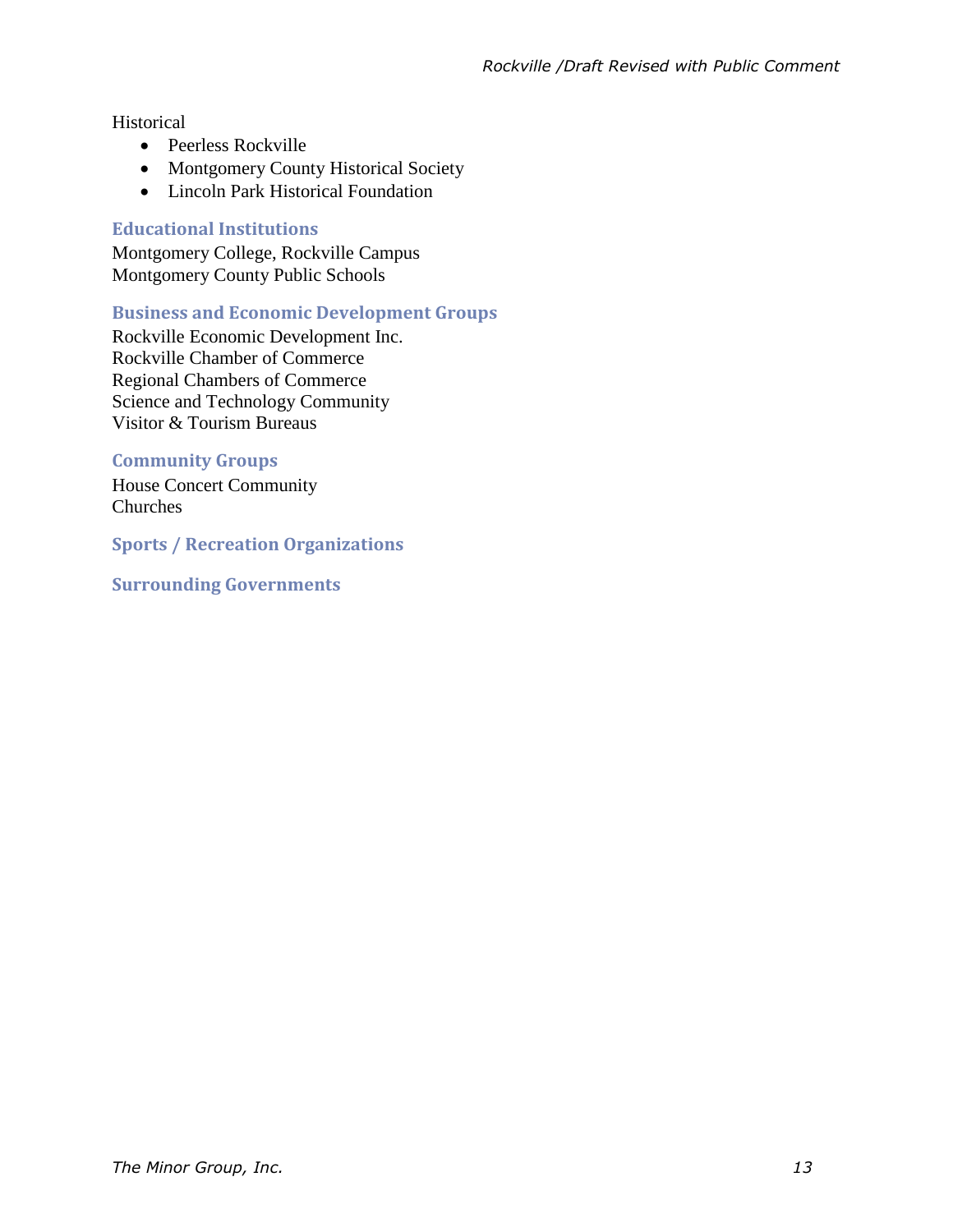Historical

- Peerless Rockville
- Montgomery County Historical Society
- Lincoln Park Historical Foundation

### Educational Institutions

Montgomery College, Rockville Campus
Montgomery County Public Schools

### Business and Economic Development Groups

Rockville Economic Development Inc.
Rockville Chamber of Commerce
Regional Chambers of Commerce
Science and Technology Community
Visitor & Tourism Bureaus

### Community Groups

House Concert Community
Churches

### Sports / Recreation Organizations

### Surrounding Governments